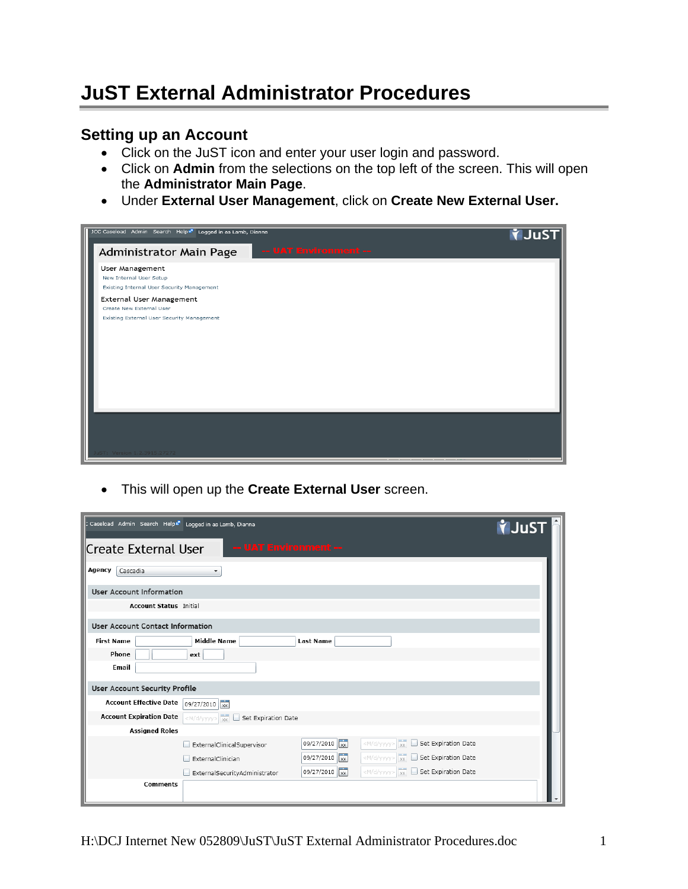# JuST External Administrator Procedures

## Setting up an Account

- Click on the JuST icon and enter your user login and password.
- Click on **Admin** from the selections on the top left of the screen. This will open the **Administrator Main Page**.
- Under **External User Management**, click on **Create New External User.**

- This will open up the **Create External User** screen.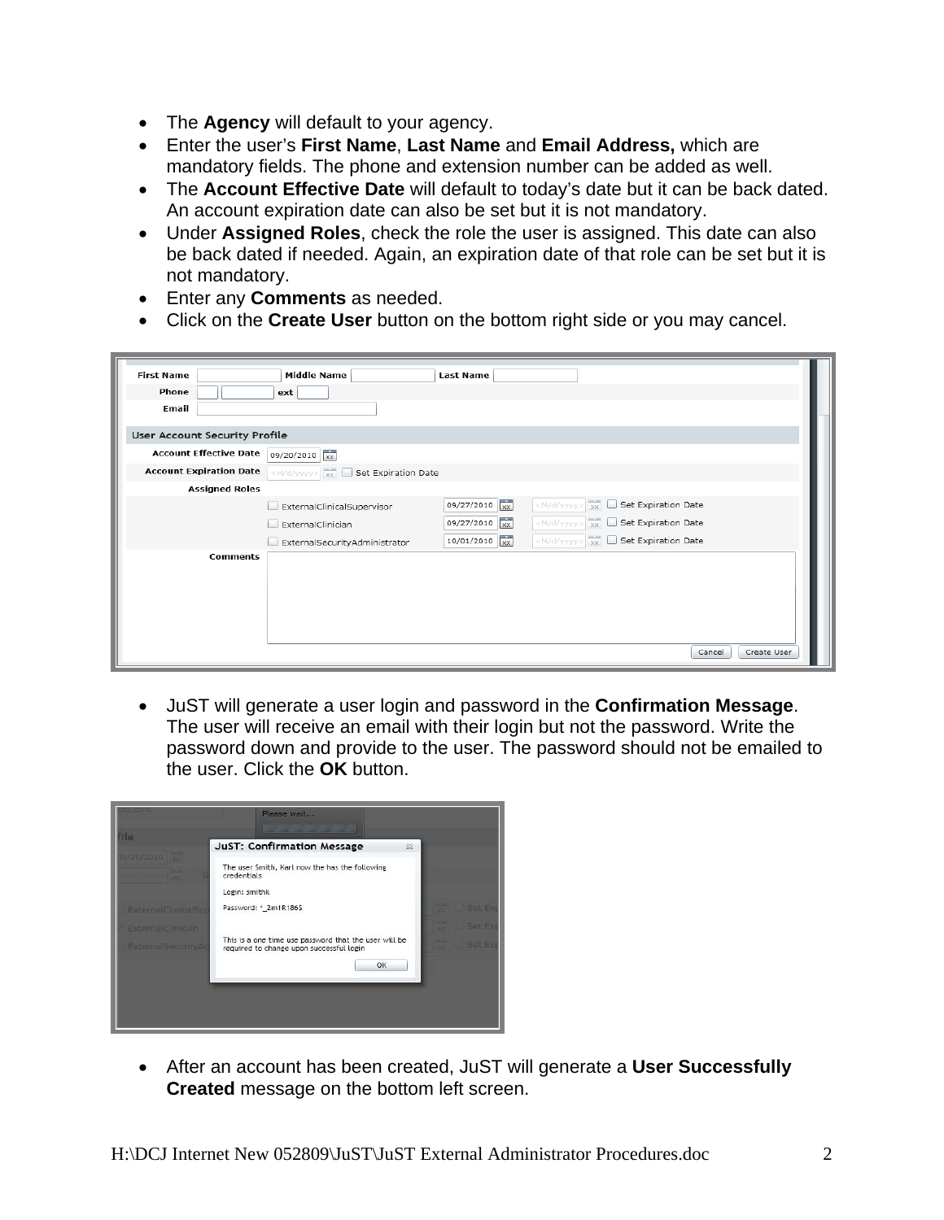- The **Agency** will default to your agency.
- Enter the user's **First Name**, **Last Name** and **Email Address,** which are mandatory fields. The phone and extension number can be added as well.
- The **Account Effective Date** will default to today's date but it can be back dated. An account expiration date can also be set but it is not mandatory.
- Under **Assigned Roles**, check the role the user is assigned. This date can also be back dated if needed. Again, an expiration date of that role can be set but it is not mandatory.
- Enter any **Comments** as needed.
- Click on the **Create User** button on the bottom right side or you may cancel.

- JuST will generate a user login and password in the **Confirmation Message**. The user will receive an email with their login but not the password. Write the password down and provide to the user. The password should not be emailed to the user. Click the **OK** button.

- After an account has been created, JuST will generate a **User Successfully Created** message on the bottom left screen.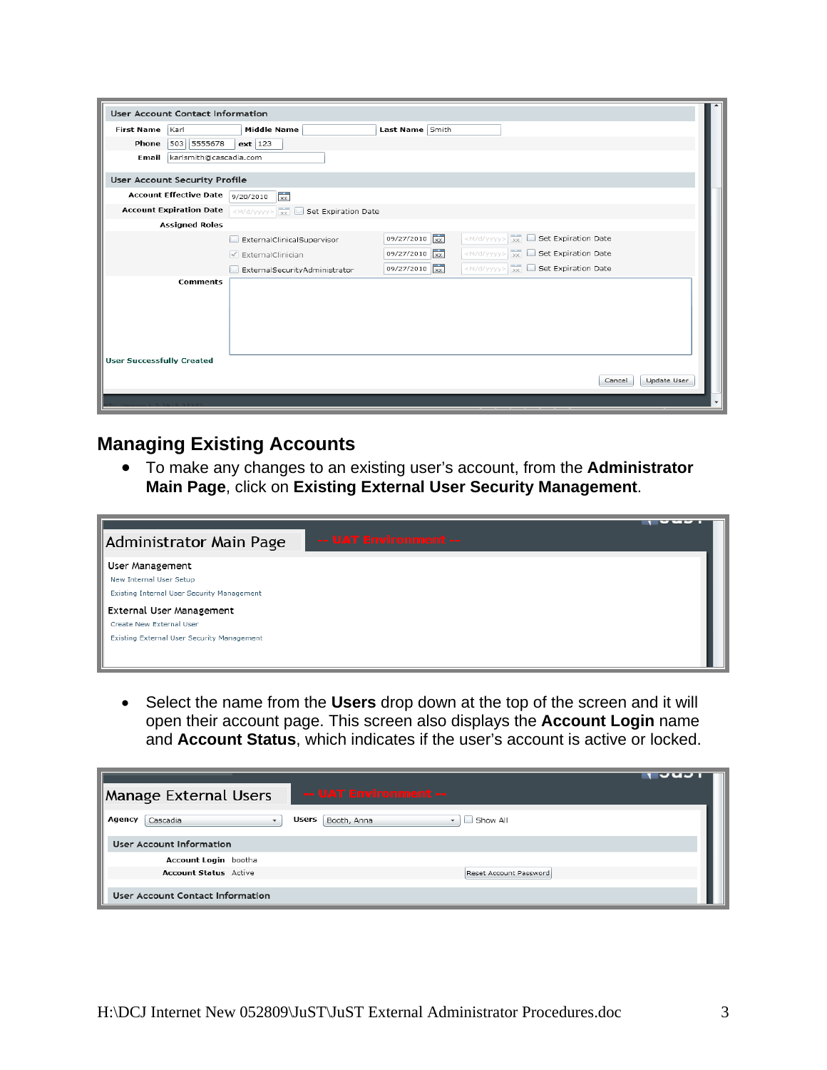## Managing Existing Accounts

- To make any changes to an existing user's account, from the **Administrator Main Page**, click on **Existing External User Security Management**.

- Select the name from the **Users** drop down at the top of the screen and it will open their account page. This screen also displays the **Account Login** name and **Account Status**, which indicates if the user's account is active or locked.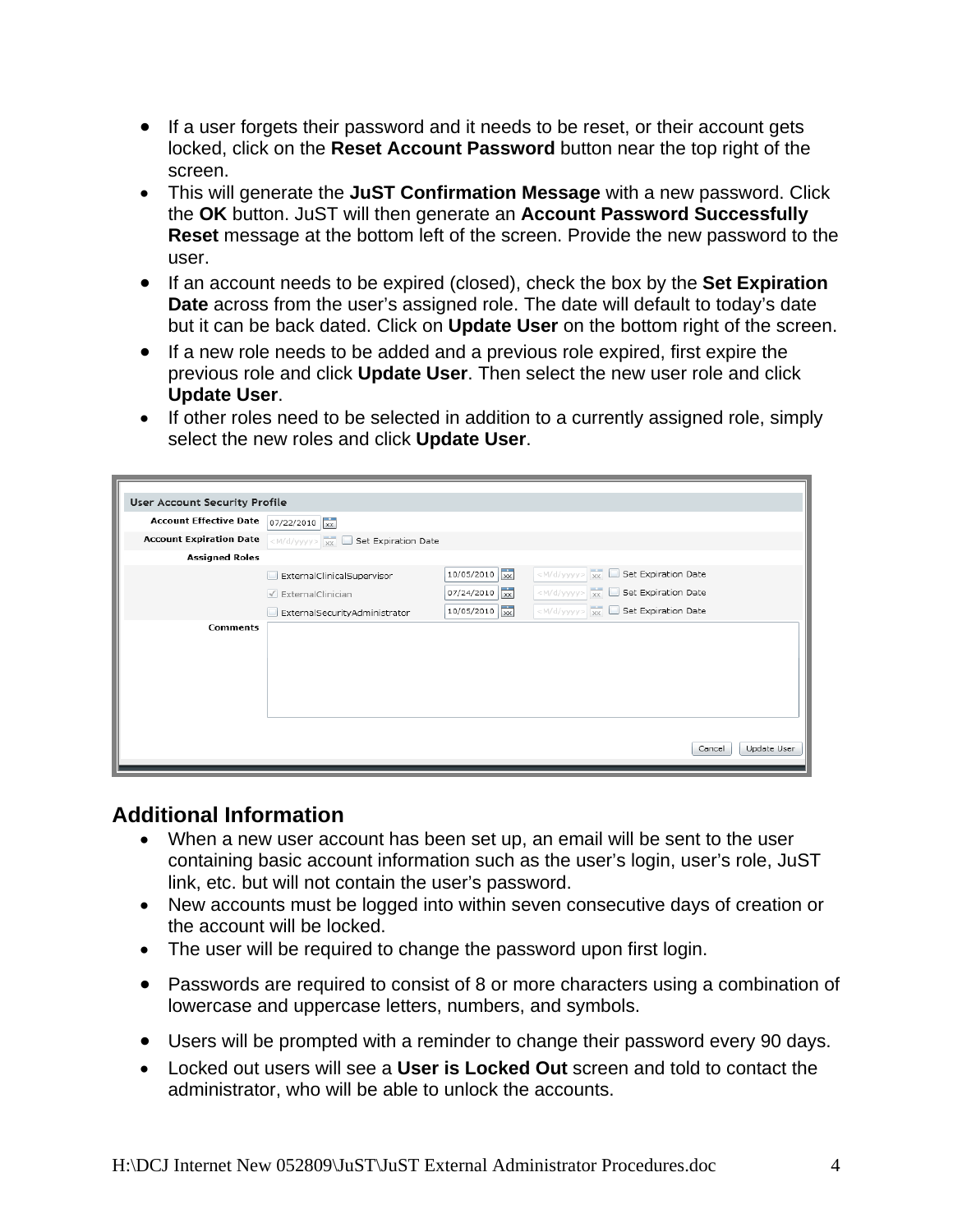- If a user forgets their password and it needs to be reset, or their account gets locked, click on the **Reset Account Password** button near the top right of the screen.
- This will generate the **JuST Confirmation Message** with a new password. Click the **OK** button. JuST will then generate an **Account Password Successfully Reset** message at the bottom left of the screen. Provide the new password to the user.
- If an account needs to be expired (closed), check the box by the **Set Expiration Date** across from the user's assigned role. The date will default to today's date but it can be back dated. Click on **Update User** on the bottom right of the screen.
- If a new role needs to be added and a previous role expired, first expire the previous role and click **Update User**. Then select the new user role and click **Update User**.
- If other roles need to be selected in addition to a currently assigned role, simply select the new roles and click **Update User**.

## Additional Information

- When a new user account has been set up, an email will be sent to the user containing basic account information such as the user's login, user's role, JuST link, etc. but will not contain the user's password.
- New accounts must be logged into within seven consecutive days of creation or the account will be locked.
- The user will be required to change the password upon first login.
- Passwords are required to consist of 8 or more characters using a combination of lowercase and uppercase letters, numbers, and symbols.
- Users will be prompted with a reminder to change their password every 90 days.
- Locked out users will see a **User is Locked Out** screen and told to contact the administrator, who will be able to unlock the accounts.